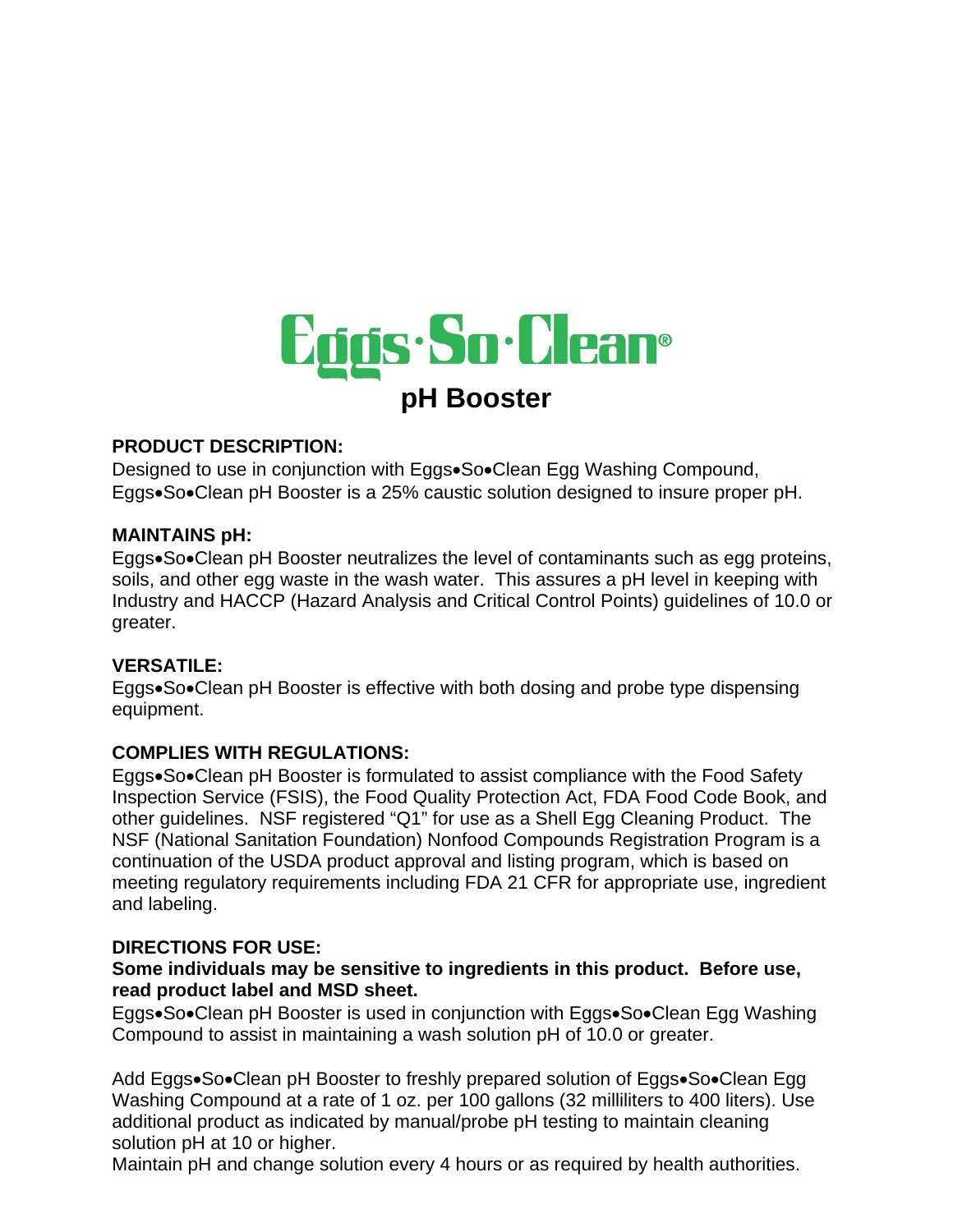# Eggs·So·Clean®

## pH Booster

**PRODUCT DESCRIPTION:**
Designed to use in conjunction with Eggs•So•Clean Egg Washing Compound, Eggs•So•Clean pH Booster is a 25% caustic solution designed to insure proper pH.

**MAINTAINS pH:**
Eggs•So•Clean pH Booster neutralizes the level of contaminants such as egg proteins, soils, and other egg waste in the wash water. This assures a pH level in keeping with Industry and HACCP (Hazard Analysis and Critical Control Points) guidelines of 10.0 or greater.

**VERSATILE:**
Eggs•So•Clean pH Booster is effective with both dosing and probe type dispensing equipment.

**COMPLIES WITH REGULATIONS:**
Eggs•So•Clean pH Booster is formulated to assist compliance with the Food Safety Inspection Service (FSIS), the Food Quality Protection Act, FDA Food Code Book, and other guidelines. NSF registered "Q1" for use as a Shell Egg Cleaning Product. The NSF (National Sanitation Foundation) Nonfood Compounds Registration Program is a continuation of the USDA product approval and listing program, which is based on meeting regulatory requirements including FDA 21 CFR for appropriate use, ingredient and labeling.

**DIRECTIONS FOR USE:**
**Some individuals may be sensitive to ingredients in this product. Before use, read product label and MSD sheet.**
Eggs•So•Clean pH Booster is used in conjunction with Eggs•So•Clean Egg Washing Compound to assist in maintaining a wash solution pH of 10.0 or greater.

Add Eggs•So•Clean pH Booster to freshly prepared solution of Eggs•So•Clean Egg Washing Compound at a rate of 1 oz. per 100 gallons (32 milliliters to 400 liters). Use additional product as indicated by manual/probe pH testing to maintain cleaning solution pH at 10 or higher.
Maintain pH and change solution every 4 hours or as required by health authorities.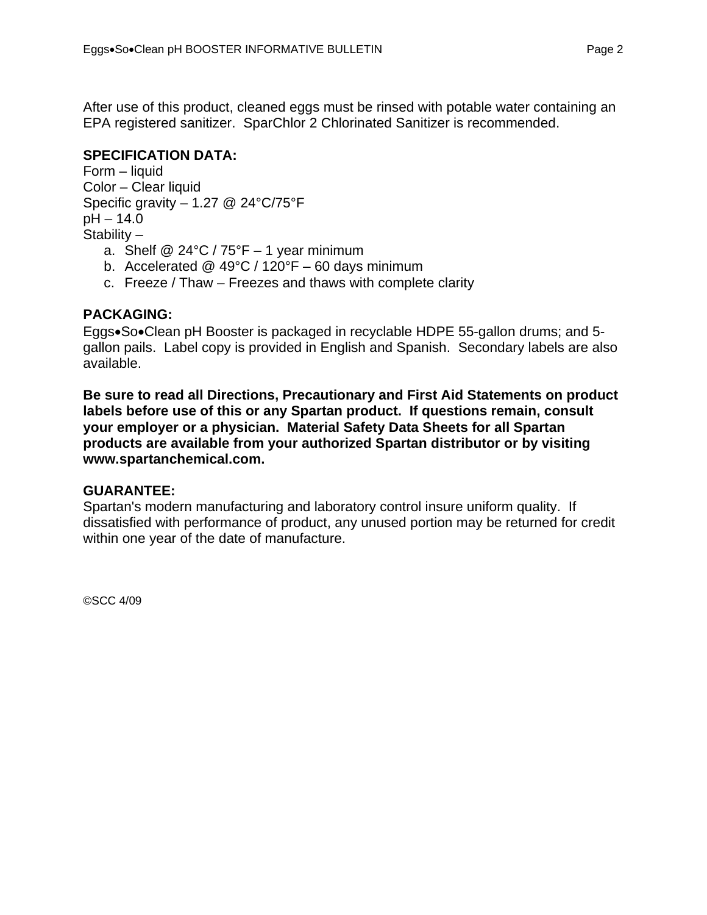After use of this product, cleaned eggs must be rinsed with potable water containing an EPA registered sanitizer.  SparChlor 2 Chlorinated Sanitizer is recommended.

**SPECIFICATION DATA:**

Form – liquid
Color – Clear liquid
Specific gravity – 1.27 @ 24°C/75°F
pH – 14.0
Stability –

a. Shelf @ 24°C / 75°F – 1 year minimum
b. Accelerated @ 49°C / 120°F – 60 days minimum
c. Freeze / Thaw – Freezes and thaws with complete clarity

**PACKAGING:**

Eggs•So•Clean pH Booster is packaged in recyclable HDPE 55-gallon drums; and 5-gallon pails.  Label copy is provided in English and Spanish.  Secondary labels are also available.

**Be sure to read all Directions, Precautionary and First Aid Statements on product labels before use of this or any Spartan product.  If questions remain, consult your employer or a physician.  Material Safety Data Sheets for all Spartan products are available from your authorized Spartan distributor or by visiting www.spartanchemical.com.**

**GUARANTEE:**

Spartan's modern manufacturing and laboratory control insure uniform quality.  If dissatisfied with performance of product, any unused portion may be returned for credit within one year of the date of manufacture.

©SCC 4/09